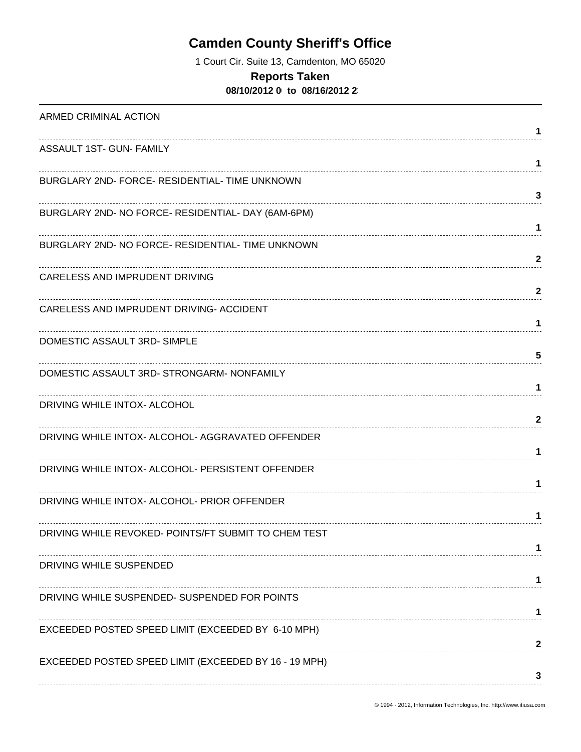# Camden County Sheriff's Office

1 Court Cir. Suite 13, Camdenton, MO 65020

## Reports Taken

**08/10/2012 0 to 08/16/2012 2**

| Offense | Count |
|---|---|
| ARMED CRIMINAL ACTION | 1 |
| ASSAULT 1ST- GUN- FAMILY | 1 |
| BURGLARY 2ND- FORCE- RESIDENTIAL- TIME UNKNOWN | 3 |
| BURGLARY 2ND- NO FORCE- RESIDENTIAL- DAY (6AM-6PM) | 1 |
| BURGLARY 2ND- NO FORCE- RESIDENTIAL- TIME UNKNOWN | 2 |
| CARELESS AND IMPRUDENT DRIVING | 2 |
| CARELESS AND IMPRUDENT DRIVING- ACCIDENT | 1 |
| DOMESTIC ASSAULT 3RD- SIMPLE | 5 |
| DOMESTIC ASSAULT 3RD- STRONGARM- NONFAMILY | 1 |
| DRIVING WHILE INTOX- ALCOHOL | 2 |
| DRIVING WHILE INTOX- ALCOHOL- AGGRAVATED OFFENDER | 1 |
| DRIVING WHILE INTOX- ALCOHOL- PERSISTENT OFFENDER | 1 |
| DRIVING WHILE INTOX- ALCOHOL- PRIOR OFFENDER | 1 |
| DRIVING WHILE REVOKED- POINTS/FT SUBMIT TO CHEM TEST | 1 |
| DRIVING WHILE SUSPENDED | 1 |
| DRIVING WHILE SUSPENDED- SUSPENDED FOR POINTS | 1 |
| EXCEEDED POSTED SPEED LIMIT (EXCEEDED BY 6-10 MPH) | 2 |
| EXCEEDED POSTED SPEED LIMIT (EXCEEDED BY 16 - 19 MPH) | 3 |

© 1994 - 2012, Information Technologies, Inc. http://www.itiusa.com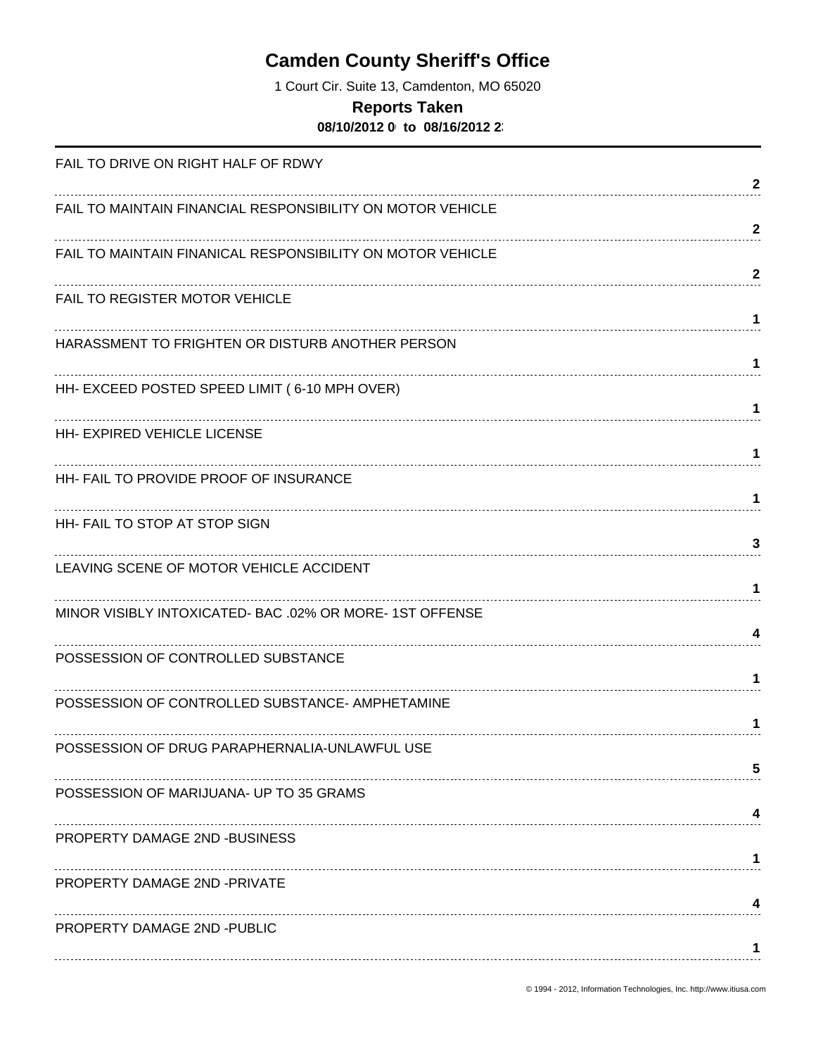# Camden County Sheriff's Office

1 Court Cir. Suite 13, Camdenton, MO 65020

## Reports Taken

**08/10/2012 0 to 08/16/2012 2**

| Offense | Count |
|---|---|
| FAIL TO DRIVE ON RIGHT HALF OF RDWY | **2** |
| FAIL TO MAINTAIN FINANCIAL RESPONSIBILITY ON MOTOR VEHICLE | **2** |
| FAIL TO MAINTAIN FINANICAL RESPONSIBILITY ON MOTOR VEHICLE | **2** |
| FAIL TO REGISTER MOTOR VEHICLE | **1** |
| HARASSMENT TO FRIGHTEN OR DISTURB ANOTHER PERSON | **1** |
| HH- EXCEED POSTED SPEED LIMIT ( 6-10 MPH OVER) | **1** |
| HH- EXPIRED VEHICLE LICENSE | **1** |
| HH- FAIL TO PROVIDE PROOF OF INSURANCE | **1** |
| HH- FAIL TO STOP AT STOP SIGN | **3** |
| LEAVING SCENE OF MOTOR VEHICLE ACCIDENT | **1** |
| MINOR VISIBLY INTOXICATED- BAC .02% OR MORE- 1ST OFFENSE | **4** |
| POSSESSION OF CONTROLLED SUBSTANCE | **1** |
| POSSESSION OF CONTROLLED SUBSTANCE- AMPHETAMINE | **1** |
| POSSESSION OF DRUG PARAPHERNALIA-UNLAWFUL USE | **5** |
| POSSESSION OF MARIJUANA- UP TO 35 GRAMS | **4** |
| PROPERTY DAMAGE 2ND -BUSINESS | **1** |
| PROPERTY DAMAGE 2ND -PRIVATE | **4** |
| PROPERTY DAMAGE 2ND -PUBLIC | **1** |

© 1994 - 2012, Information Technologies, Inc. http://www.itiusa.com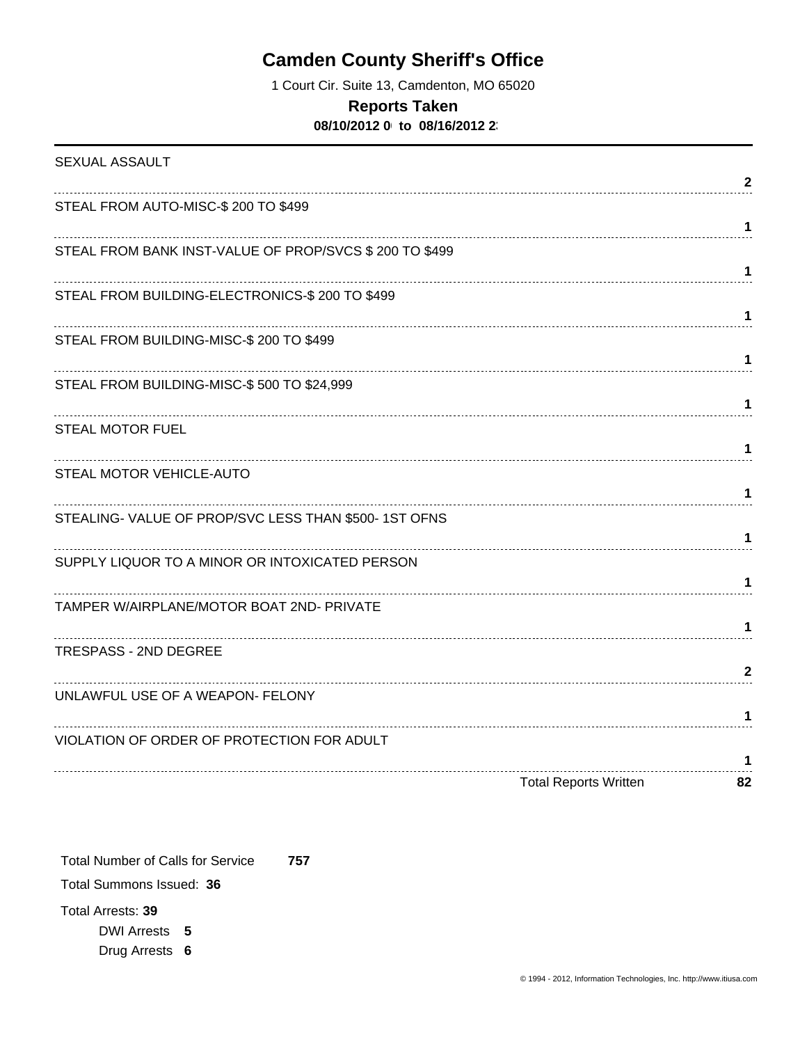# Camden County Sheriff's Office

1 Court Cir. Suite 13, Camdenton, MO 65020

## Reports Taken

**08/10/2012 0 to 08/16/2012 2**

| | |
|---|---|
| SEXUAL ASSAULT | 2 |
| STEAL FROM AUTO-MISC-$ 200 TO $499 | 1 |
| STEAL FROM BANK INST-VALUE OF PROP/SVCS $ 200 TO $499 | 1 |
| STEAL FROM BUILDING-ELECTRONICS-$ 200 TO $499 | 1 |
| STEAL FROM BUILDING-MISC-$ 200 TO $499 | 1 |
| STEAL FROM BUILDING-MISC-$ 500 TO $24,999 | 1 |
| STEAL MOTOR FUEL | 1 |
| STEAL MOTOR VEHICLE-AUTO | 1 |
| STEALING- VALUE OF PROP/SVC LESS THAN $500- 1ST OFNS | 1 |
| SUPPLY LIQUOR TO A MINOR OR INTOXICATED PERSON | 1 |
| TAMPER W/AIRPLANE/MOTOR BOAT 2ND- PRIVATE | 1 |
| TRESPASS - 2ND DEGREE | 2 |
| UNLAWFUL USE OF A WEAPON- FELONY | 1 |
| VIOLATION OF ORDER OF PROTECTION FOR ADULT | 1 |
| Total Reports Written | **82** |

Total Number of Calls for Service **757**

Total Summons Issued: **36**

Total Arrests: **39**

- DWI Arrests **5**
- Drug Arrests **6**

© 1994 - 2012, Information Technologies, Inc. http://www.itiusa.com